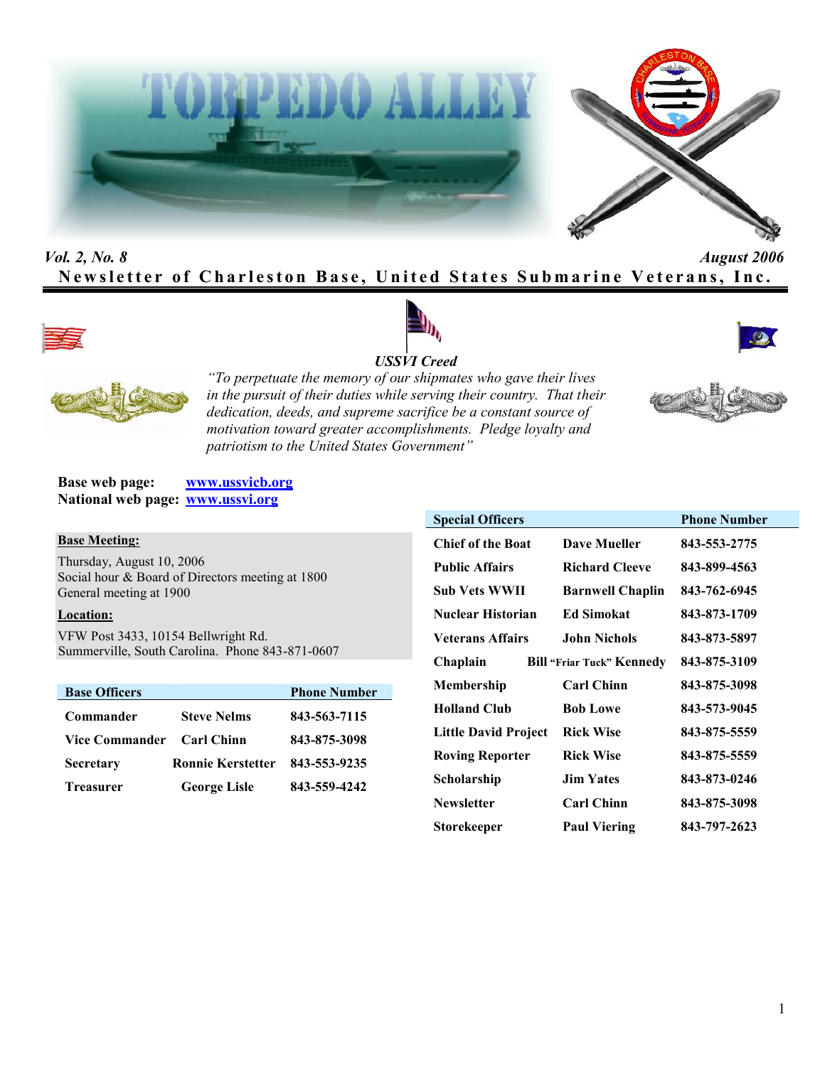# TORPEDO ALLEY

*Vol. 2, No. 8* *August 2006*

**Newsletter of Charleston Base, United States Submarine Veterans, Inc.**

***USSVI Creed***

*"To perpetuate the memory of our shipmates who gave their lives in the pursuit of their duties while serving their country. That their dedication, deeds, and supreme sacrifice be a constant source of motivation toward greater accomplishments. Pledge loyalty and patriotism to the United States Government"*

**Base web page:** www.ussvicb.org
**National web page:** www.ussvi.org

**Base Meeting:**

Thursday, August 10, 2006
Social hour & Board of Directors meeting at 1800
General meeting at 1900

**Location:**

VFW Post 3433, 10154 Bellwright Rd.
Summerville, South Carolina. Phone 843-871-0607

| Base Officers | | Phone Number |
|---|---|---|
| Commander | Steve Nelms | 843-563-7115 |
| Vice Commander | Carl Chinn | 843-875-3098 |
| Secretary | Ronnie Kerstetter | 843-553-9235 |
| Treasurer | George Lisle | 843-559-4242 |

| Special Officers | | Phone Number |
|---|---|---|
| Chief of the Boat | Dave Mueller | 843-553-2775 |
| Public Affairs | Richard Cleeve | 843-899-4563 |
| Sub Vets WWII | Barnwell Chaplin | 843-762-6945 |
| Nuclear Historian | Ed Simokat | 843-873-1709 |
| Veterans Affairs | John Nichols | 843-873-5897 |
| Chaplain | Bill "Friar Tuck" Kennedy | 843-875-3109 |
| Membership | Carl Chinn | 843-875-3098 |
| Holland Club | Bob Lowe | 843-573-9045 |
| Little David Project | Rick Wise | 843-875-5559 |
| Roving Reporter | Rick Wise | 843-875-5559 |
| Scholarship | Jim Yates | 843-873-0246 |
| Newsletter | Carl Chinn | 843-875-3098 |
| Storekeeper | Paul Viering | 843-797-2623 |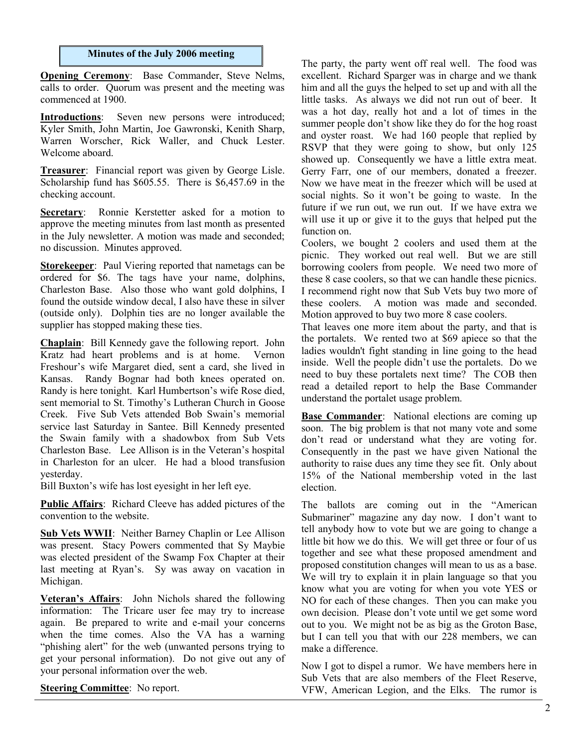## Minutes of the July 2006 meeting

**Opening Ceremony**: Base Commander, Steve Nelms, calls to order. Quorum was present and the meeting was commenced at 1900.

**Introductions**: Seven new persons were introduced; Kyler Smith, John Martin, Joe Gawronski, Kenith Sharp, Warren Worscher, Rick Waller, and Chuck Lester. Welcome aboard.

**Treasurer**: Financial report was given by George Lisle. Scholarship fund has $605.55. There is $6,457.69 in the checking account.

**Secretary**: Ronnie Kerstetter asked for a motion to approve the meeting minutes from last month as presented in the July newsletter. A motion was made and seconded; no discussion. Minutes approved.

**Storekeeper**: Paul Viering reported that nametags can be ordered for $6. The tags have your name, dolphins, Charleston Base. Also those who want gold dolphins, I found the outside window decal, I also have these in silver (outside only). Dolphin ties are no longer available the supplier has stopped making these ties.

**Chaplain**: Bill Kennedy gave the following report. John Kratz had heart problems and is at home. Vernon Freshour's wife Margaret died, sent a card, she lived in Kansas. Randy Bognar had both knees operated on. Randy is here tonight. Karl Humbertson's wife Rose died, sent memorial to St. Timothy's Lutheran Church in Goose Creek. Five Sub Vets attended Bob Swain's memorial service last Saturday in Santee. Bill Kennedy presented the Swain family with a shadowbox from Sub Vets Charleston Base. Lee Allison is in the Veteran's hospital in Charleston for an ulcer. He had a blood transfusion yesterday.

Bill Buxton's wife has lost eyesight in her left eye.

**Public Affairs**: Richard Cleeve has added pictures of the convention to the website.

**Sub Vets WWII**: Neither Barney Chaplin or Lee Allison was present. Stacy Powers commented that Sy Maybie was elected president of the Swamp Fox Chapter at their last meeting at Ryan's. Sy was away on vacation in Michigan.

**Veteran's Affairs**: John Nichols shared the following information: The Tricare user fee may try to increase again. Be prepared to write and e-mail your concerns when the time comes. Also the VA has a warning "phishing alert" for the web (unwanted persons trying to get your personal information). Do not give out any of your personal information over the web.

**Steering Committee**: No report.

The party, the party went off real well. The food was excellent. Richard Sparger was in charge and we thank him and all the guys the helped to set up and with all the little tasks. As always we did not run out of beer. It was a hot day, really hot and a lot of times in the summer people don't show like they do for the hog roast and oyster roast. We had 160 people that replied by RSVP that they were going to show, but only 125 showed up. Consequently we have a little extra meat. Gerry Farr, one of our members, donated a freezer. Now we have meat in the freezer which will be used at social nights. So it won't be going to waste. In the future if we run out, we run out. If we have extra we will use it up or give it to the guys that helped put the function on.

Coolers, we bought 2 coolers and used them at the picnic. They worked out real well. But we are still borrowing coolers from people. We need two more of these 8 case coolers, so that we can handle these picnics. I recommend right now that Sub Vets buy two more of these coolers. A motion was made and seconded. Motion approved to buy two more 8 case coolers.

That leaves one more item about the party, and that is the portalets. We rented two at $69 apiece so that the ladies wouldn't fight standing in line going to the head inside. Well the people didn't use the portalets. Do we need to buy these portalets next time? The COB then read a detailed report to help the Base Commander understand the portalet usage problem.

**Base Commander**: National elections are coming up soon. The big problem is that not many vote and some don't read or understand what they are voting for. Consequently in the past we have given National the authority to raise dues any time they see fit. Only about 15% of the National membership voted in the last election.

The ballots are coming out in the "American Submariner" magazine any day now. I don't want to tell anybody how to vote but we are going to change a little bit how we do this. We will get three or four of us together and see what these proposed amendment and proposed constitution changes will mean to us as a base. We will try to explain it in plain language so that you know what you are voting for when you vote YES or NO for each of these changes. Then you can make you own decision. Please don't vote until we get some word out to you. We might not be as big as the Groton Base, but I can tell you that with our 228 members, we can make a difference.

Now I got to dispel a rumor. We have members here in Sub Vets that are also members of the Fleet Reserve, VFW, American Legion, and the Elks. The rumor is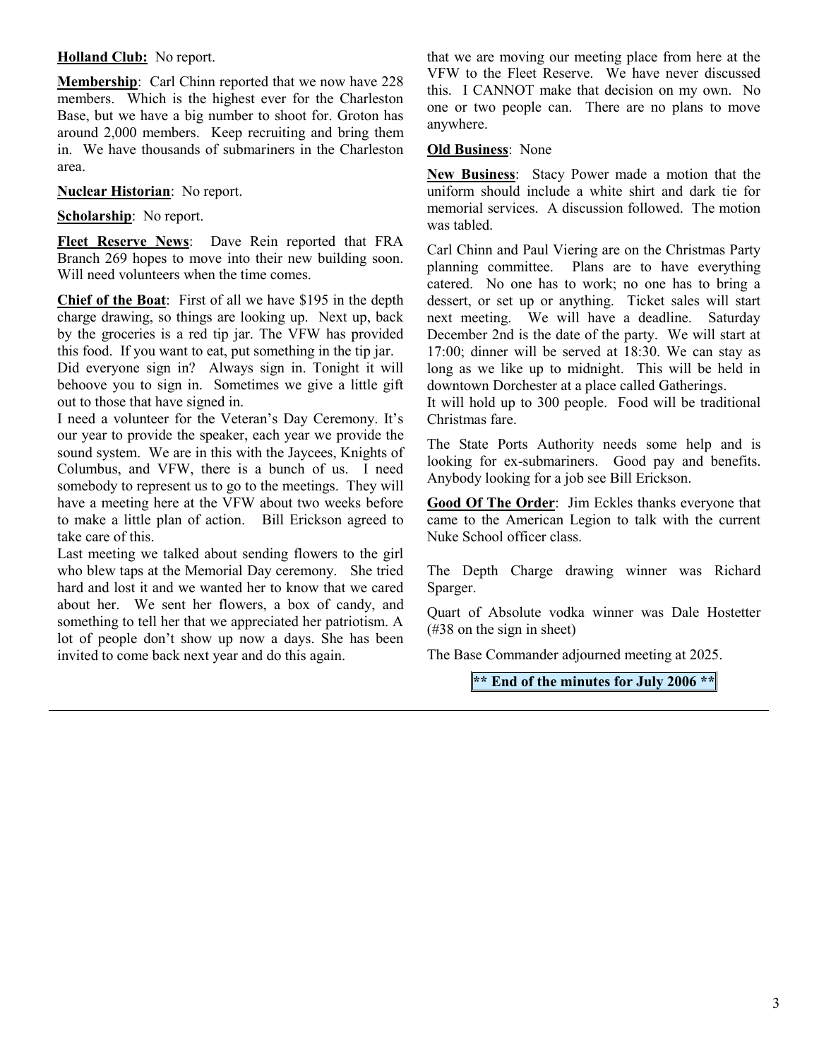**Holland Club:** No report.

**Membership**: Carl Chinn reported that we now have 228 members. Which is the highest ever for the Charleston Base, but we have a big number to shoot for. Groton has around 2,000 members. Keep recruiting and bring them in. We have thousands of submariners in the Charleston area.

**Nuclear Historian**: No report.

**Scholarship**: No report.

**Fleet Reserve News**: Dave Rein reported that FRA Branch 269 hopes to move into their new building soon. Will need volunteers when the time comes.

**Chief of the Boat**: First of all we have $195 in the depth charge drawing, so things are looking up. Next up, back by the groceries is a red tip jar. The VFW has provided this food. If you want to eat, put something in the tip jar.
Did everyone sign in? Always sign in. Tonight it will behoove you to sign in. Sometimes we give a little gift out to those that have signed in.
I need a volunteer for the Veteran's Day Ceremony. It's our year to provide the speaker, each year we provide the sound system. We are in this with the Jaycees, Knights of Columbus, and VFW, there is a bunch of us. I need somebody to represent us to go to the meetings. They will have a meeting here at the VFW about two weeks before to make a little plan of action. Bill Erickson agreed to take care of this.
Last meeting we talked about sending flowers to the girl who blew taps at the Memorial Day ceremony. She tried hard and lost it and we wanted her to know that we cared about her. We sent her flowers, a box of candy, and something to tell her that we appreciated her patriotism. A lot of people don't show up now a days. She has been invited to come back next year and do this again.

that we are moving our meeting place from here at the VFW to the Fleet Reserve. We have never discussed this. I CANNOT make that decision on my own. No one or two people can. There are no plans to move anywhere.

**Old Business**: None

**New Business**: Stacy Power made a motion that the uniform should include a white shirt and dark tie for memorial services. A discussion followed. The motion was tabled.

Carl Chinn and Paul Viering are on the Christmas Party planning committee. Plans are to have everything catered. No one has to work; no one has to bring a dessert, or set up or anything. Ticket sales will start next meeting. We will have a deadline. Saturday December 2nd is the date of the party. We will start at 17:00; dinner will be served at 18:30. We can stay as long as we like up to midnight. This will be held in downtown Dorchester at a place called Gatherings.
It will hold up to 300 people. Food will be traditional Christmas fare.

The State Ports Authority needs some help and is looking for ex-submariners. Good pay and benefits. Anybody looking for a job see Bill Erickson.

**Good Of The Order**: Jim Eckles thanks everyone that came to the American Legion to talk with the current Nuke School officer class.

The Depth Charge drawing winner was Richard Sparger.

Quart of Absolute vodka winner was Dale Hostetter (#38 on the sign in sheet)

The Base Commander adjourned meeting at 2025.

**** End of the minutes for July 2006 ****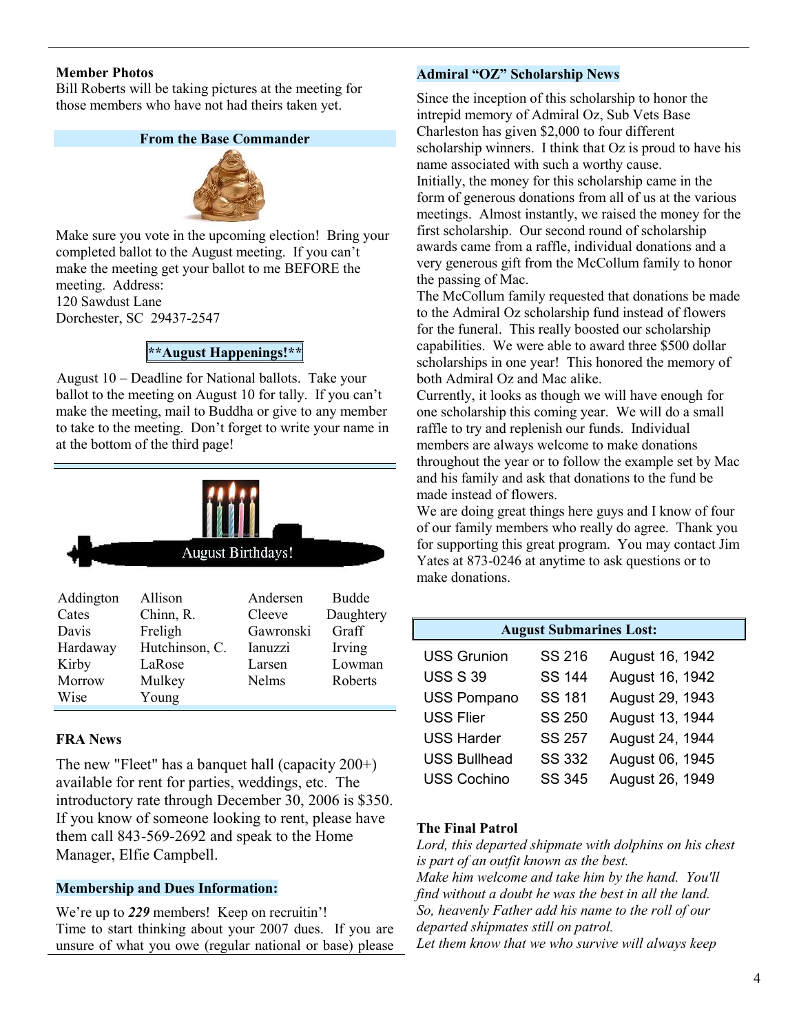**Member Photos**
Bill Roberts will be taking pictures at the meeting for those members who have not had theirs taken yet.

### From the Base Commander

Make sure you vote in the upcoming election! Bring your completed ballot to the August meeting. If you can't make the meeting get your ballot to me BEFORE the meeting. Address:
120 Sawdust Lane
Dorchester, SC 29437-2547

### **August Happenings!**

August 10 – Deadline for National ballots. Take your ballot to the meeting on August 10 for tally. If you can't make the meeting, mail to Buddha or give to any member to take to the meeting. Don't forget to write your name in at the bottom of the third page!

### August Birthdays!

| | | | |
|---|---|---|---|
| Addington | Allison | Andersen | Budde |
| Cates | Chinn, R. | Cleeve | Daughtery |
| Davis | Freligh | Gawronski | Graff |
| Hardaway | Hutchinson, C. | Ianuzzi | Irving |
| Kirby | LaRose | Larsen | Lowman |
| Morrow | Mulkey | Nelms | Roberts |
| Wise | Young | | |

**FRA News**

The new "Fleet" has a banquet hall (capacity 200+) available for rent for parties, weddings, etc. The introductory rate through December 30, 2006 is $350. If you know of someone looking to rent, please have them call 843-569-2692 and speak to the Home Manager, Elfie Campbell.

**Membership and Dues Information:**

We're up to ***229*** members! Keep on recruitin'!
Time to start thinking about your 2007 dues. If you are unsure of what you owe (regular national or base) please

**Admiral "OZ" Scholarship News**

Since the inception of this scholarship to honor the intrepid memory of Admiral Oz, Sub Vets Base Charleston has given $2,000 to four different scholarship winners. I think that Oz is proud to have his name associated with such a worthy cause.
Initially, the money for this scholarship came in the form of generous donations from all of us at the various meetings. Almost instantly, we raised the money for the first scholarship. Our second round of scholarship awards came from a raffle, individual donations and a very generous gift from the McCollum family to honor the passing of Mac.
The McCollum family requested that donations be made to the Admiral Oz scholarship fund instead of flowers for the funeral. This really boosted our scholarship capabilities. We were able to award three $500 dollar scholarships in one year! This honored the memory of both Admiral Oz and Mac alike.
Currently, it looks as though we will have enough for one scholarship this coming year. We will do a small raffle to try and replenish our funds. Individual members are always welcome to make donations throughout the year or to follow the example set by Mac and his family and ask that donations to the fund be made instead of flowers.
We are doing great things here guys and I know of four of our family members who really do agree. Thank you for supporting this great program. You may contact Jim Yates at 873-0246 at anytime to ask questions or to make donations.

| August Submarines Lost: | | |
|---|---|---|
| USS Grunion | SS 216 | August 16, 1942 |
| USS S 39 | SS 144 | August 16, 1942 |
| USS Pompano | SS 181 | August 29, 1943 |
| USS Flier | SS 250 | August 13, 1944 |
| USS Harder | SS 257 | August 24, 1944 |
| USS Bullhead | SS 332 | August 06, 1945 |
| USS Cochino | SS 345 | August 26, 1949 |

**The Final Patrol**

*Lord, this departed shipmate with dolphins on his chest is part of an outfit known as the best.*
*Make him welcome and take him by the hand. You'll find without a doubt he was the best in all the land.*
*So, heavenly Father add his name to the roll of our departed shipmates still on patrol.*
*Let them know that we who survive will always keep*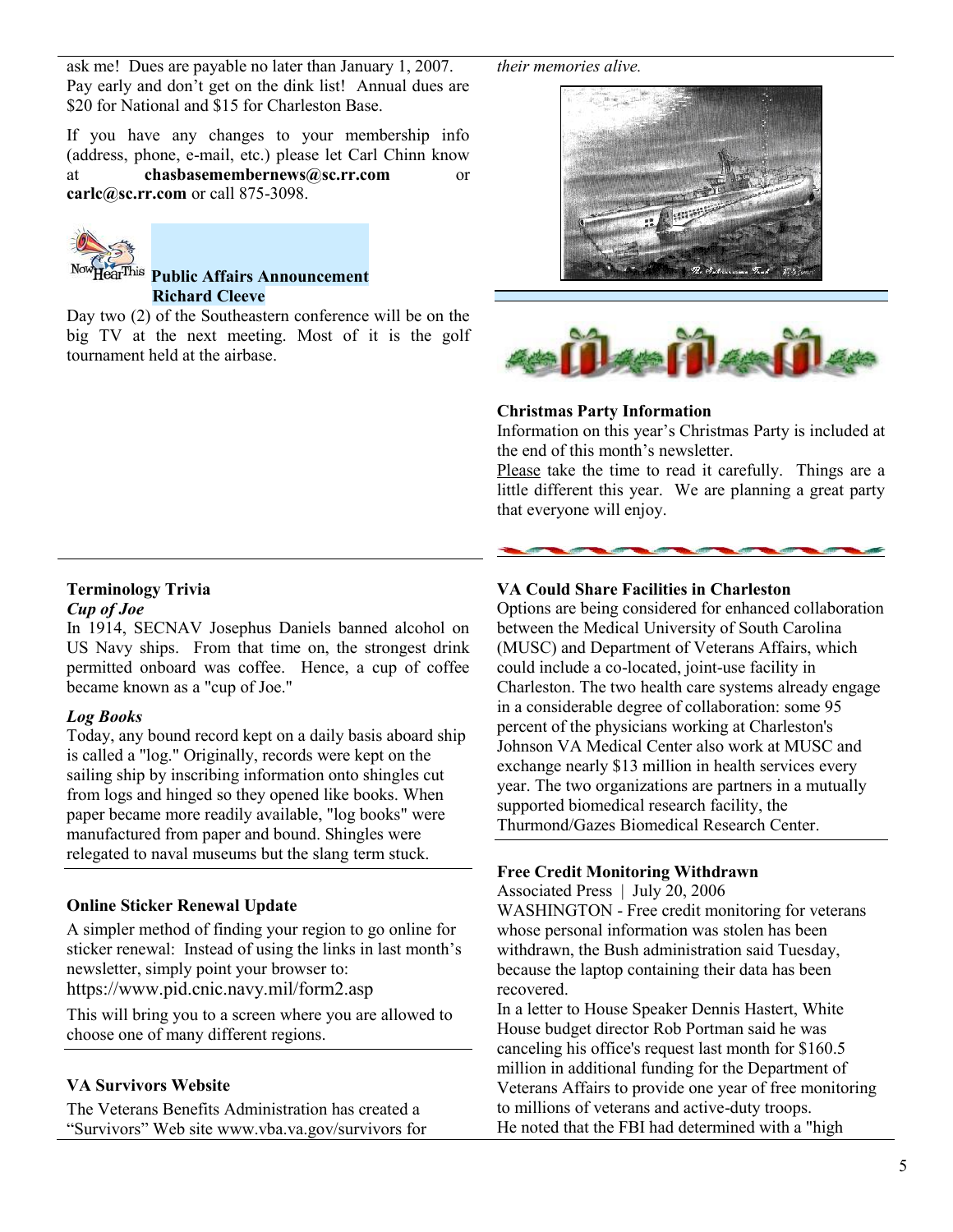ask me! Dues are payable no later than January 1, 2007. Pay early and don't get on the dink list! Annual dues are $20 for National and $15 for Charleston Base.

If you have any changes to your membership info (address, phone, e-mail, etc.) please let Carl Chinn know at **chasbasemembernews@sc.rr.com** or **carlc@sc.rr.com** or call 875-3098.

**Public Affairs Announcement**
**Richard Cleeve**

Day two (2) of the Southeastern conference will be on the big TV at the next meeting. Most of it is the golf tournament held at the airbase.

*their memories alive.*

**Christmas Party Information**

Information on this year's Christmas Party is included at the end of this month's newsletter.

Please take the time to read it carefully. Things are a little different this year. We are planning a great party that everyone will enjoy.

**Terminology Trivia**

***Cup of Joe***

In 1914, SECNAV Josephus Daniels banned alcohol on US Navy ships. From that time on, the strongest drink permitted onboard was coffee. Hence, a cup of coffee became known as a "cup of Joe."

***Log Books***

Today, any bound record kept on a daily basis aboard ship is called a "log." Originally, records were kept on the sailing ship by inscribing information onto shingles cut from logs and hinged so they opened like books. When paper became more readily available, "log books" were manufactured from paper and bound. Shingles were relegated to naval museums but the slang term stuck.

**Online Sticker Renewal Update**

A simpler method of finding your region to go online for sticker renewal: Instead of using the links in last month's newsletter, simply point your browser to:
https://www.pid.cnic.navy.mil/form2.asp

This will bring you to a screen where you are allowed to choose one of many different regions.

**VA Survivors Website**

The Veterans Benefits Administration has created a "Survivors" Web site www.vba.va.gov/survivors for

**VA Could Share Facilities in Charleston**

Options are being considered for enhanced collaboration between the Medical University of South Carolina (MUSC) and Department of Veterans Affairs, which could include a co-located, joint-use facility in Charleston. The two health care systems already engage in a considerable degree of collaboration: some 95 percent of the physicians working at Charleston's Johnson VA Medical Center also work at MUSC and exchange nearly $13 million in health services every year. The two organizations are partners in a mutually supported biomedical research facility, the Thurmond/Gazes Biomedical Research Center.

**Free Credit Monitoring Withdrawn**

Associated Press | July 20, 2006

WASHINGTON - Free credit monitoring for veterans whose personal information was stolen has been withdrawn, the Bush administration said Tuesday, because the laptop containing their data has been recovered.

In a letter to House Speaker Dennis Hastert, White House budget director Rob Portman said he was canceling his office's request last month for $160.5 million in additional funding for the Department of Veterans Affairs to provide one year of free monitoring to millions of veterans and active-duty troops.

He noted that the FBI had determined with a "high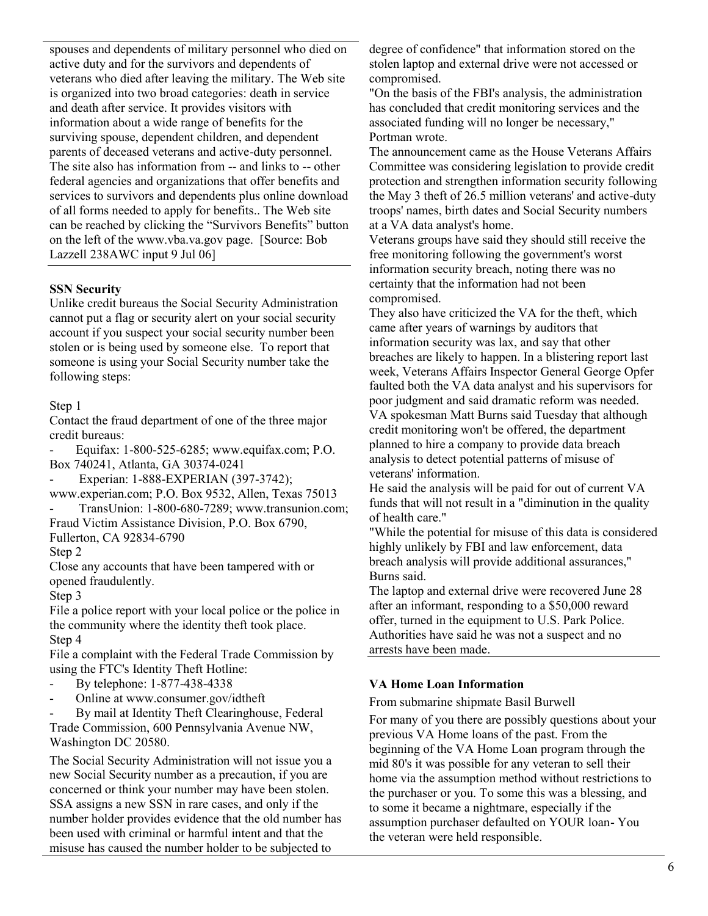spouses and dependents of military personnel who died on active duty and for the survivors and dependents of veterans who died after leaving the military. The Web site is organized into two broad categories: death in service and death after service. It provides visitors with information about a wide range of benefits for the surviving spouse, dependent children, and dependent parents of deceased veterans and active-duty personnel. The site also has information from -- and links to -- other federal agencies and organizations that offer benefits and services to survivors and dependents plus online download of all forms needed to apply for benefits.. The Web site can be reached by clicking the "Survivors Benefits" button on the left of the www.vba.va.gov page. [Source: Bob Lazzell 238AWC input 9 Jul 06]

**SSN Security**

Unlike credit bureaus the Social Security Administration cannot put a flag or security alert on your social security account if you suspect your social security number been stolen or is being used by someone else. To report that someone is using your Social Security number take the following steps:

Step 1

Contact the fraud department of one of the three major credit bureaus:

- Equifax: 1-800-525-6285; www.equifax.com; P.O. Box 740241, Atlanta, GA 30374-0241
- Experian: 1-888-EXPERIAN (397-3742); www.experian.com; P.O. Box 9532, Allen, Texas 75013
- TransUnion: 1-800-680-7289; www.transunion.com; Fraud Victim Assistance Division, P.O. Box 6790, Fullerton, CA 92834-6790

Step 2

Close any accounts that have been tampered with or opened fraudulently.

Step 3

File a police report with your local police or the police in the community where the identity theft took place.

Step 4

File a complaint with the Federal Trade Commission by using the FTC's Identity Theft Hotline:

- By telephone: 1-877-438-4338
- Online at www.consumer.gov/idtheft
- By mail at Identity Theft Clearinghouse, Federal Trade Commission, 600 Pennsylvania Avenue NW, Washington DC 20580.

The Social Security Administration will not issue you a new Social Security number as a precaution, if you are concerned or think your number may have been stolen. SSA assigns a new SSN in rare cases, and only if the number holder provides evidence that the old number has been used with criminal or harmful intent and that the misuse has caused the number holder to be subjected to

degree of confidence" that information stored on the stolen laptop and external drive were not accessed or compromised.

"On the basis of the FBI's analysis, the administration has concluded that credit monitoring services and the associated funding will no longer be necessary," Portman wrote.

The announcement came as the House Veterans Affairs Committee was considering legislation to provide credit protection and strengthen information security following the May 3 theft of 26.5 million veterans' and active-duty troops' names, birth dates and Social Security numbers at a VA data analyst's home.

Veterans groups have said they should still receive the free monitoring following the government's worst information security breach, noting there was no certainty that the information had not been compromised.

They also have criticized the VA for the theft, which came after years of warnings by auditors that information security was lax, and say that other breaches are likely to happen. In a blistering report last week, Veterans Affairs Inspector General George Opfer faulted both the VA data analyst and his supervisors for poor judgment and said dramatic reform was needed.

VA spokesman Matt Burns said Tuesday that although credit monitoring won't be offered, the department planned to hire a company to provide data breach analysis to detect potential patterns of misuse of veterans' information.

He said the analysis will be paid for out of current VA funds that will not result in a "diminution in the quality of health care."

"While the potential for misuse of this data is considered highly unlikely by FBI and law enforcement, data breach analysis will provide additional assurances," Burns said.

The laptop and external drive were recovered June 28 after an informant, responding to a $50,000 reward offer, turned in the equipment to U.S. Park Police. Authorities have said he was not a suspect and no arrests have been made.

**VA Home Loan Information**

From submarine shipmate Basil Burwell

For many of you there are possibly questions about your previous VA Home loans of the past. From the beginning of the VA Home Loan program through the mid 80's it was possible for any veteran to sell their home via the assumption method without restrictions to the purchaser or you. To some this was a blessing, and to some it became a nightmare, especially if the assumption purchaser defaulted on YOUR loan- You the veteran were held responsible.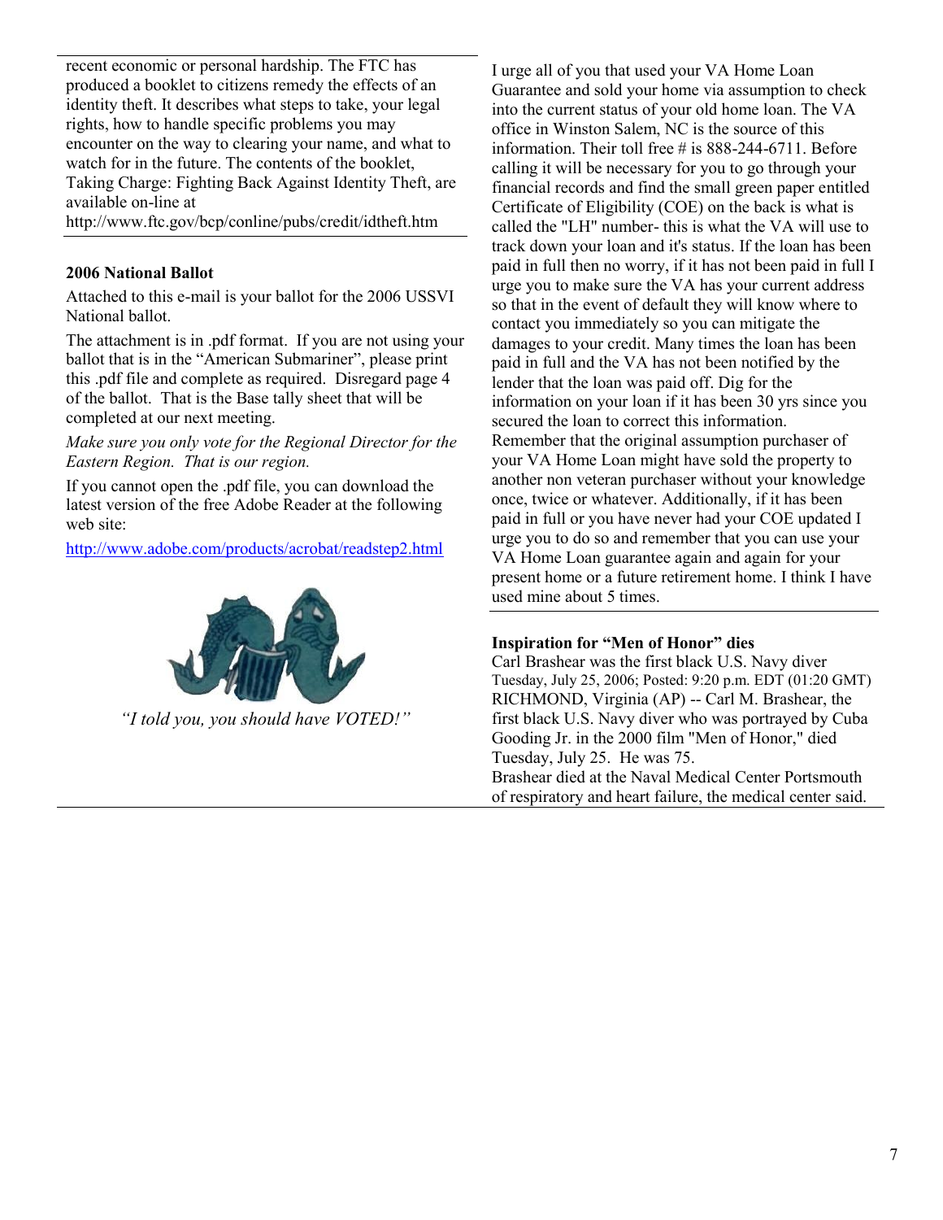recent economic or personal hardship. The FTC has produced a booklet to citizens remedy the effects of an identity theft. It describes what steps to take, your legal rights, how to handle specific problems you may encounter on the way to clearing your name, and what to watch for in the future. The contents of the booklet, Taking Charge: Fighting Back Against Identity Theft, are available on-line at http://www.ftc.gov/bcp/conline/pubs/credit/idtheft.htm

**2006 National Ballot**

Attached to this e-mail is your ballot for the 2006 USSVI National ballot.

The attachment is in .pdf format. If you are not using your ballot that is in the "American Submariner", please print this .pdf file and complete as required. Disregard page 4 of the ballot. That is the Base tally sheet that will be completed at our next meeting.

*Make sure you only vote for the Regional Director for the Eastern Region. That is our region.*

If you cannot open the .pdf file, you can download the latest version of the free Adobe Reader at the following web site:

http://www.adobe.com/products/acrobat/readstep2.html

*"I told you, you should have VOTED!"*

I urge all of you that used your VA Home Loan Guarantee and sold your home via assumption to check into the current status of your old home loan. The VA office in Winston Salem, NC is the source of this information. Their toll free # is 888-244-6711. Before calling it will be necessary for you to go through your financial records and find the small green paper entitled Certificate of Eligibility (COE) on the back is what is called the "LH" number- this is what the VA will use to track down your loan and it's status. If the loan has been paid in full then no worry, if it has not been paid in full I urge you to make sure the VA has your current address so that in the event of default they will know where to contact you immediately so you can mitigate the damages to your credit. Many times the loan has been paid in full and the VA has not been notified by the lender that the loan was paid off. Dig for the information on your loan if it has been 30 yrs since you secured the loan to correct this information.
Remember that the original assumption purchaser of your VA Home Loan might have sold the property to another non veteran purchaser without your knowledge once, twice or whatever. Additionally, if it has been paid in full or you have never had your COE updated I urge you to do so and remember that you can use your VA Home Loan guarantee again and again for your present home or a future retirement home. I think I have used mine about 5 times.

**Inspiration for "Men of Honor" dies**

Carl Brashear was the first black U.S. Navy diver
Tuesday, July 25, 2006; Posted: 9:20 p.m. EDT (01:20 GMT)
RICHMOND, Virginia (AP) -- Carl M. Brashear, the first black U.S. Navy diver who was portrayed by Cuba Gooding Jr. in the 2000 film "Men of Honor," died Tuesday, July 25. He was 75.
Brashear died at the Naval Medical Center Portsmouth of respiratory and heart failure, the medical center said.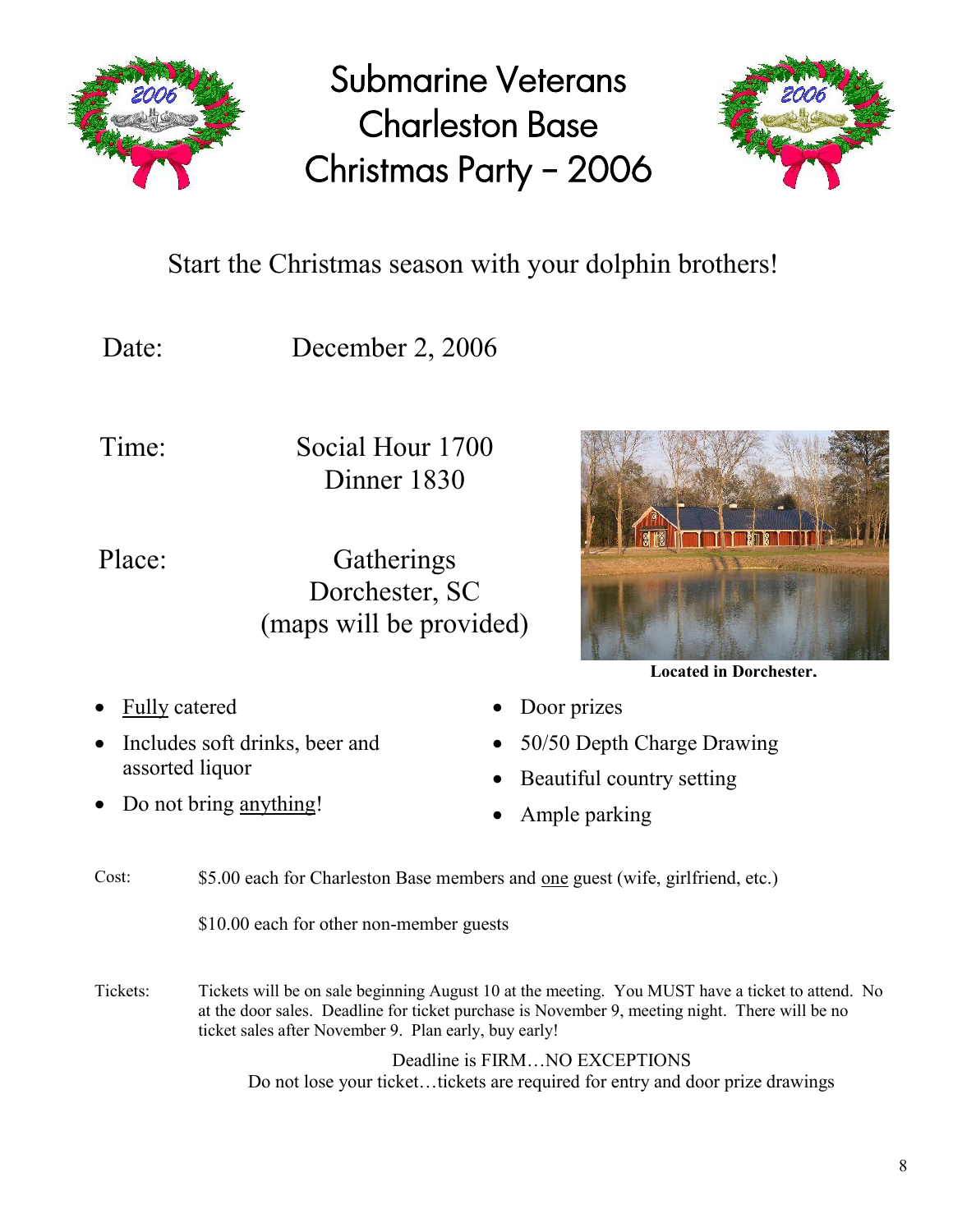# Submarine Veterans Charleston Base Christmas Party – 2006

Start the Christmas season with your dolphin brothers!

Date: December 2, 2006

Time: Social Hour 1700
Dinner 1830

Place: Gatherings
Dorchester, SC
(maps will be provided)

**Located in Dorchester.**

- Fully catered
- Includes soft drinks, beer and assorted liquor
- Do not bring anything!
- Door prizes
- 50/50 Depth Charge Drawing
- Beautiful country setting
- Ample parking

Cost: $5.00 each for Charleston Base members and one guest (wife, girlfriend, etc.)

$10.00 each for other non-member guests

Tickets: Tickets will be on sale beginning August 10 at the meeting. You MUST have a ticket to attend. No at the door sales. Deadline for ticket purchase is November 9, meeting night. There will be no ticket sales after November 9. Plan early, buy early!

Deadline is FIRM…NO EXCEPTIONS
Do not lose your ticket…tickets are required for entry and door prize drawings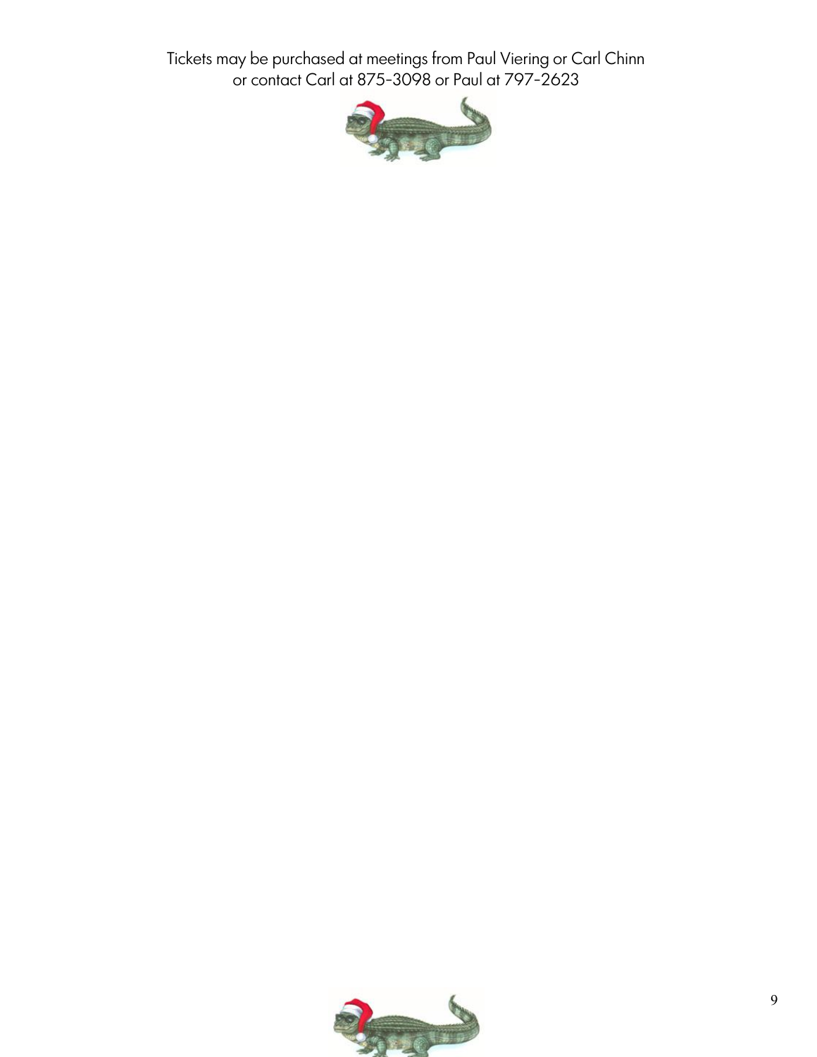Tickets may be purchased at meetings from Paul Viering or Carl Chinn
or contact Carl at 875-3098 or Paul at 797-2623